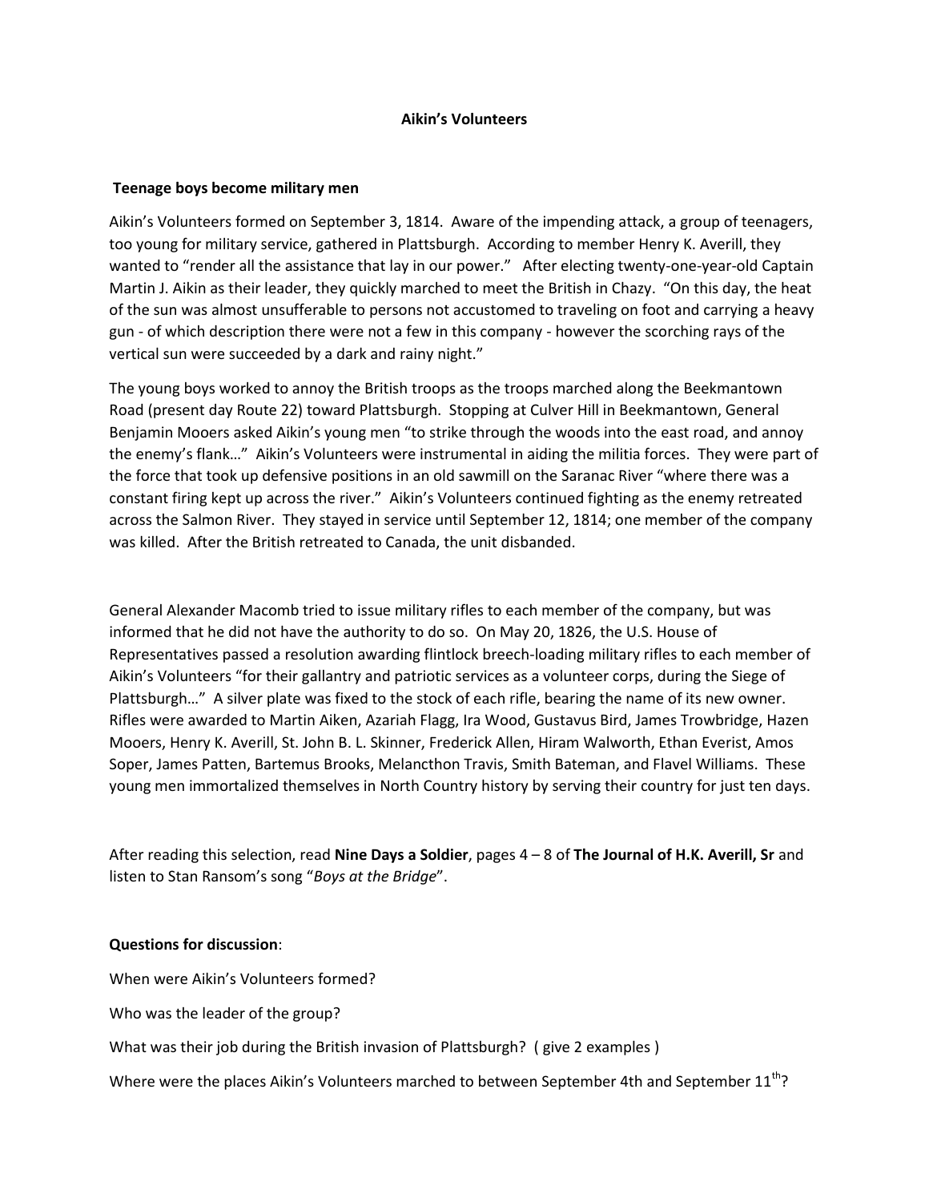# Aikin's Volunteers

## Teenage boys become military men

Aikin's Volunteers formed on September 3, 1814. Aware of the impending attack, a group of teenagers, too young for military service, gathered in Plattsburgh. According to member Henry K. Averill, they wanted to "render all the assistance that lay in our power." After electing twenty-one-year-old Captain Martin J. Aikin as their leader, they quickly marched to meet the British in Chazy. "On this day, the heat of the sun was almost unsufferable to persons not accustomed to traveling on foot and carrying a heavy gun - of which description there were not a few in this company - however the scorching rays of the vertical sun were succeeded by a dark and rainy night."

The young boys worked to annoy the British troops as the troops marched along the Beekmantown Road (present day Route 22) toward Plattsburgh. Stopping at Culver Hill in Beekmantown, General Benjamin Mooers asked Aikin's young men "to strike through the woods into the east road, and annoy the enemy's flank…" Aikin's Volunteers were instrumental in aiding the militia forces. They were part of the force that took up defensive positions in an old sawmill on the Saranac River "where there was a constant firing kept up across the river." Aikin's Volunteers continued fighting as the enemy retreated across the Salmon River. They stayed in service until September 12, 1814; one member of the company was killed. After the British retreated to Canada, the unit disbanded.

General Alexander Macomb tried to issue military rifles to each member of the company, but was informed that he did not have the authority to do so. On May 20, 1826, the U.S. House of Representatives passed a resolution awarding flintlock breech-loading military rifles to each member of Aikin's Volunteers "for their gallantry and patriotic services as a volunteer corps, during the Siege of Plattsburgh…" A silver plate was fixed to the stock of each rifle, bearing the name of its new owner. Rifles were awarded to Martin Aiken, Azariah Flagg, Ira Wood, Gustavus Bird, James Trowbridge, Hazen Mooers, Henry K. Averill, St. John B. L. Skinner, Frederick Allen, Hiram Walworth, Ethan Everist, Amos Soper, James Patten, Bartemus Brooks, Melancthon Travis, Smith Bateman, and Flavel Williams. These young men immortalized themselves in North Country history by serving their country for just ten days.

After reading this selection, read **Nine Days a Soldier**, pages 4 – 8 of **The Journal of H.K. Averill, Sr** and listen to Stan Ransom's song "*Boys at the Bridge*".

**Questions for discussion**:

When were Aikin's Volunteers formed?

Who was the leader of the group?

What was their job during the British invasion of Plattsburgh? ( give 2 examples )

Where were the places Aikin's Volunteers marched to between September 4th and September 11th?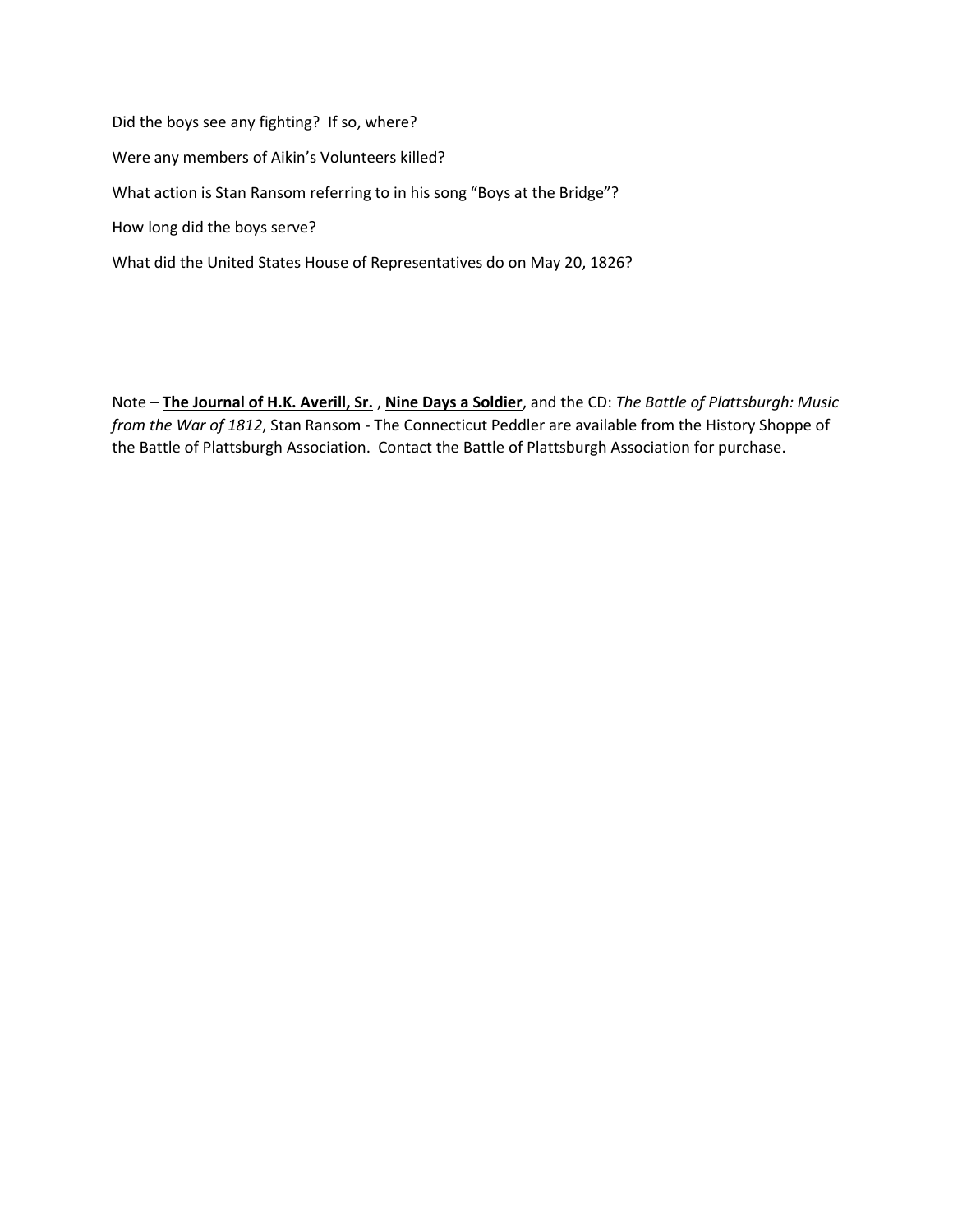Did the boys see any fighting? If so, where?

Were any members of Aikin's Volunteers killed?

What action is Stan Ransom referring to in his song "Boys at the Bridge"?

How long did the boys serve?

What did the United States House of Representatives do on May 20, 1826?

Note – **The Journal of H.K. Averill, Sr.** , **Nine Days a Soldier**, and the CD: *The Battle of Plattsburgh: Music from the War of 1812*, Stan Ransom - The Connecticut Peddler are available from the History Shoppe of the Battle of Plattsburgh Association. Contact the Battle of Plattsburgh Association for purchase.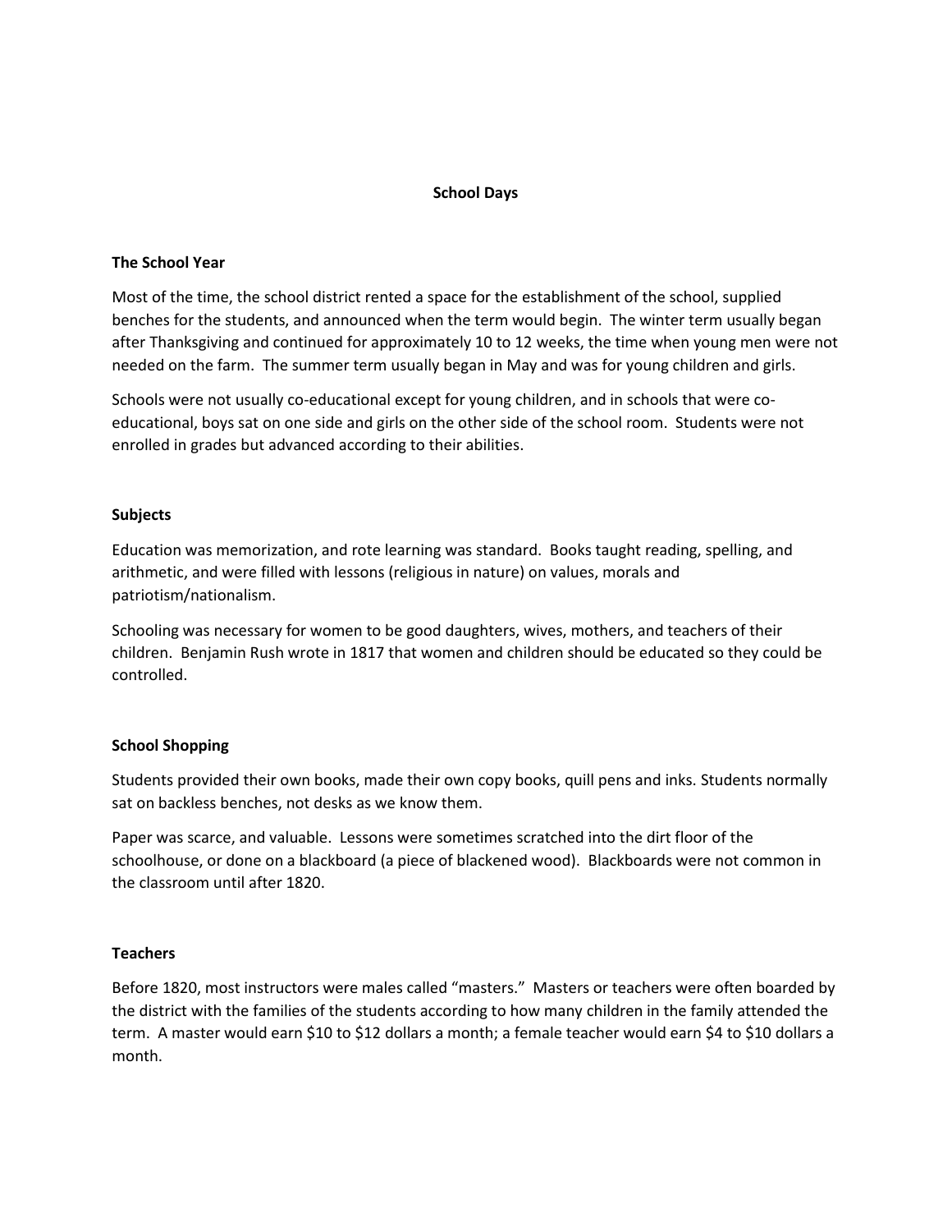# School Days

## The School Year

Most of the time, the school district rented a space for the establishment of the school, supplied benches for the students, and announced when the term would begin. The winter term usually began after Thanksgiving and continued for approximately 10 to 12 weeks, the time when young men were not needed on the farm. The summer term usually began in May and was for young children and girls.

Schools were not usually co-educational except for young children, and in schools that were co-educational, boys sat on one side and girls on the other side of the school room. Students were not enrolled in grades but advanced according to their abilities.

## Subjects

Education was memorization, and rote learning was standard. Books taught reading, spelling, and arithmetic, and were filled with lessons (religious in nature) on values, morals and patriotism/nationalism.

Schooling was necessary for women to be good daughters, wives, mothers, and teachers of their children. Benjamin Rush wrote in 1817 that women and children should be educated so they could be controlled.

## School Shopping

Students provided their own books, made their own copy books, quill pens and inks. Students normally sat on backless benches, not desks as we know them.

Paper was scarce, and valuable. Lessons were sometimes scratched into the dirt floor of the schoolhouse, or done on a blackboard (a piece of blackened wood). Blackboards were not common in the classroom until after 1820.

## Teachers

Before 1820, most instructors were males called "masters." Masters or teachers were often boarded by the district with the families of the students according to how many children in the family attended the term. A master would earn $10 to $12 dollars a month; a female teacher would earn $4 to $10 dollars a month.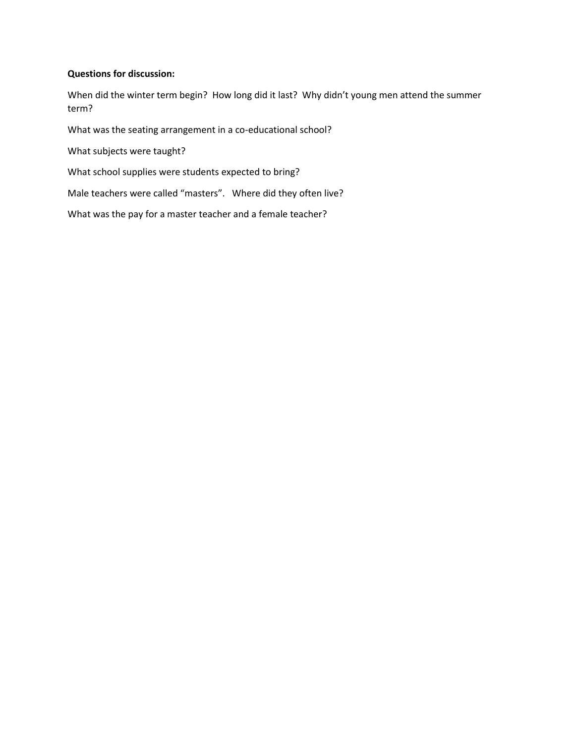**Questions for discussion:**

When did the winter term begin? How long did it last? Why didn't young men attend the summer term?

What was the seating arrangement in a co-educational school?

What subjects were taught?

What school supplies were students expected to bring?

Male teachers were called "masters". Where did they often live?

What was the pay for a master teacher and a female teacher?